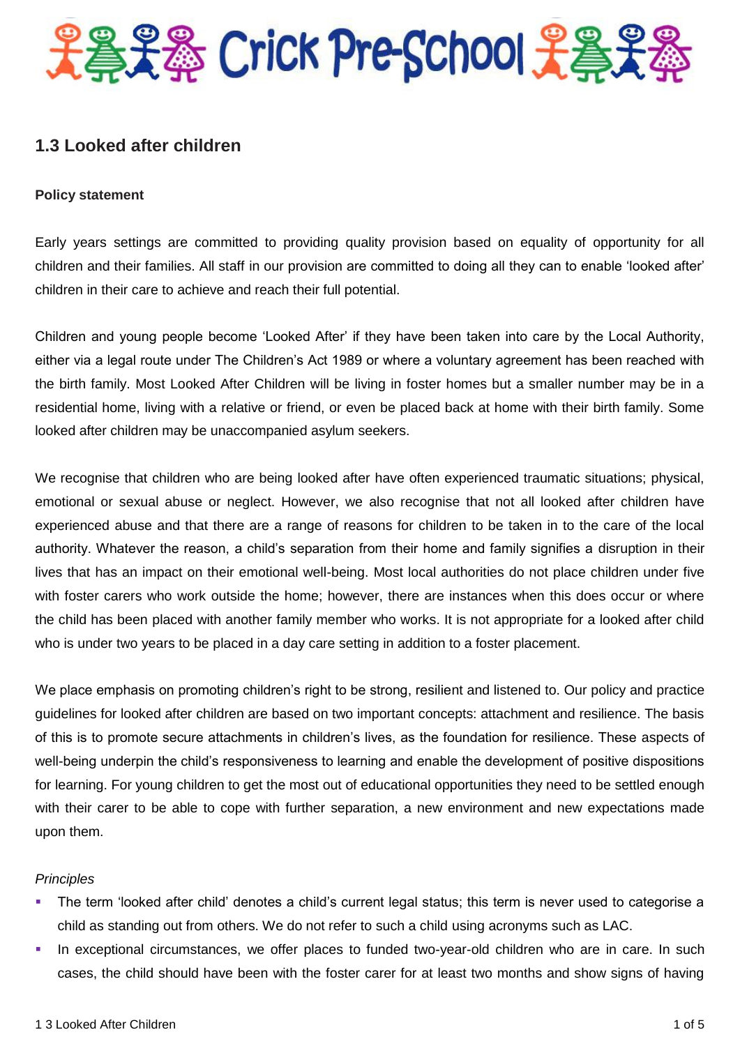# Crick Pre-School

## 1.3 Looked after children

**Policy statement**

Early years settings are committed to providing quality provision based on equality of opportunity for all children and their families. All staff in our provision are committed to doing all they can to enable 'looked after' children in their care to achieve and reach their full potential.

Children and young people become 'Looked After' if they have been taken into care by the Local Authority, either via a legal route under The Children's Act 1989 or where a voluntary agreement has been reached with the birth family. Most Looked After Children will be living in foster homes but a smaller number may be in a residential home, living with a relative or friend, or even be placed back at home with their birth family. Some looked after children may be unaccompanied asylum seekers.

We recognise that children who are being looked after have often experienced traumatic situations; physical, emotional or sexual abuse or neglect. However, we also recognise that not all looked after children have experienced abuse and that there are a range of reasons for children to be taken in to the care of the local authority. Whatever the reason, a child's separation from their home and family signifies a disruption in their lives that has an impact on their emotional well-being. Most local authorities do not place children under five with foster carers who work outside the home; however, there are instances when this does occur or where the child has been placed with another family member who works. It is not appropriate for a looked after child who is under two years to be placed in a day care setting in addition to a foster placement.

We place emphasis on promoting children's right to be strong, resilient and listened to. Our policy and practice guidelines for looked after children are based on two important concepts: attachment and resilience. The basis of this is to promote secure attachments in children's lives, as the foundation for resilience. These aspects of well-being underpin the child's responsiveness to learning and enable the development of positive dispositions for learning. For young children to get the most out of educational opportunities they need to be settled enough with their carer to be able to cope with further separation, a new environment and new expectations made upon them.

*Principles*

- The term 'looked after child' denotes a child's current legal status; this term is never used to categorise a child as standing out from others. We do not refer to such a child using acronyms such as LAC.
- In exceptional circumstances, we offer places to funded two-year-old children who are in care. In such cases, the child should have been with the foster carer for at least two months and show signs of having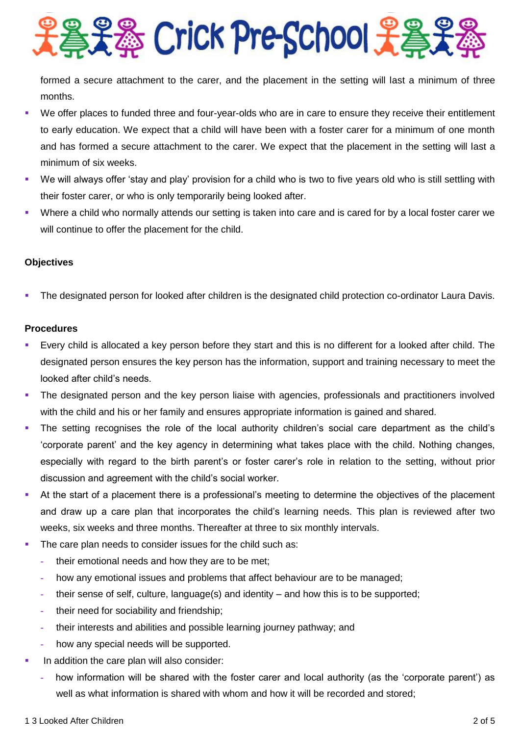formed a secure attachment to the carer, and the placement in the setting will last a minimum of three months.

- We offer places to funded three and four-year-olds who are in care to ensure they receive their entitlement to early education. We expect that a child will have been with a foster carer for a minimum of one month and has formed a secure attachment to the carer. We expect that the placement in the setting will last a minimum of six weeks.
- We will always offer 'stay and play' provision for a child who is two to five years old who is still settling with their foster carer, or who is only temporarily being looked after.
- Where a child who normally attends our setting is taken into care and is cared for by a local foster carer we will continue to offer the placement for the child.

**Objectives**

- The designated person for looked after children is the designated child protection co-ordinator Laura Davis.

**Procedures**

- Every child is allocated a key person before they start and this is no different for a looked after child. The designated person ensures the key person has the information, support and training necessary to meet the looked after child's needs.
- The designated person and the key person liaise with agencies, professionals and practitioners involved with the child and his or her family and ensures appropriate information is gained and shared.
- The setting recognises the role of the local authority children's social care department as the child's 'corporate parent' and the key agency in determining what takes place with the child. Nothing changes, especially with regard to the birth parent's or foster carer's role in relation to the setting, without prior discussion and agreement with the child's social worker.
- At the start of a placement there is a professional's meeting to determine the objectives of the placement and draw up a care plan that incorporates the child's learning needs. This plan is reviewed after two weeks, six weeks and three months. Thereafter at three to six monthly intervals.
- The care plan needs to consider issues for the child such as:
  - their emotional needs and how they are to be met;
  - how any emotional issues and problems that affect behaviour are to be managed;
  - their sense of self, culture, language(s) and identity – and how this is to be supported;
  - their need for sociability and friendship;
  - their interests and abilities and possible learning journey pathway; and
  - how any special needs will be supported.
- In addition the care plan will also consider:
  - how information will be shared with the foster carer and local authority (as the 'corporate parent') as well as what information is shared with whom and how it will be recorded and stored;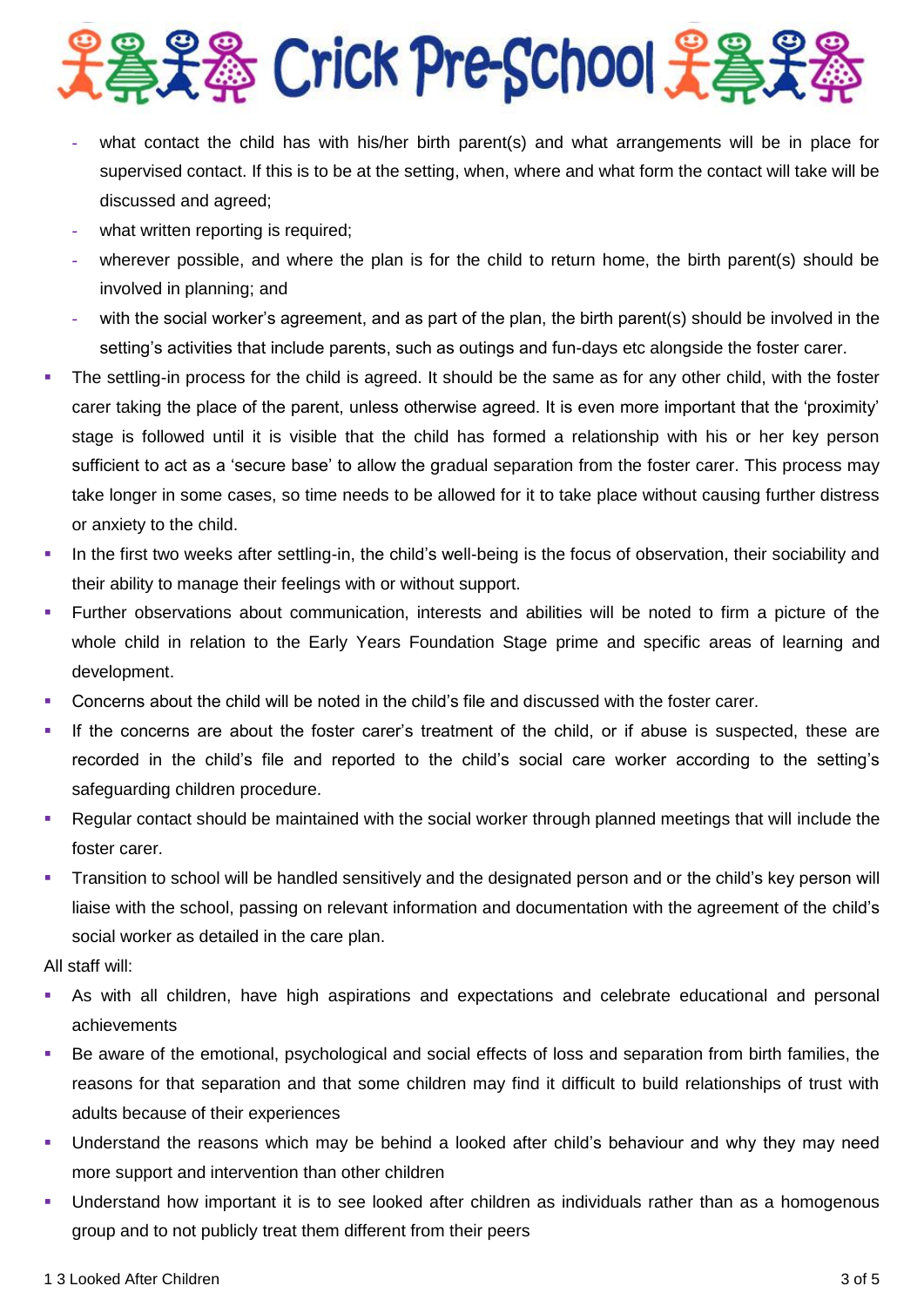- what contact the child has with his/her birth parent(s) and what arrangements will be in place for supervised contact. If this is to be at the setting, when, where and what form the contact will take will be discussed and agreed;
  - what written reporting is required;
  - wherever possible, and where the plan is for the child to return home, the birth parent(s) should be involved in planning; and
  - with the social worker's agreement, and as part of the plan, the birth parent(s) should be involved in the setting's activities that include parents, such as outings and fun-days etc alongside the foster carer.
- The settling-in process for the child is agreed. It should be the same as for any other child, with the foster carer taking the place of the parent, unless otherwise agreed. It is even more important that the 'proximity' stage is followed until it is visible that the child has formed a relationship with his or her key person sufficient to act as a 'secure base' to allow the gradual separation from the foster carer. This process may take longer in some cases, so time needs to be allowed for it to take place without causing further distress or anxiety to the child.
- In the first two weeks after settling-in, the child's well-being is the focus of observation, their sociability and their ability to manage their feelings with or without support.
- Further observations about communication, interests and abilities will be noted to firm a picture of the whole child in relation to the Early Years Foundation Stage prime and specific areas of learning and development.
- Concerns about the child will be noted in the child's file and discussed with the foster carer.
- If the concerns are about the foster carer's treatment of the child, or if abuse is suspected, these are recorded in the child's file and reported to the child's social care worker according to the setting's safeguarding children procedure.
- Regular contact should be maintained with the social worker through planned meetings that will include the foster carer.
- Transition to school will be handled sensitively and the designated person and or the child's key person will liaise with the school, passing on relevant information and documentation with the agreement of the child's social worker as detailed in the care plan.

All staff will:

- As with all children, have high aspirations and expectations and celebrate educational and personal achievements
- Be aware of the emotional, psychological and social effects of loss and separation from birth families, the reasons for that separation and that some children may find it difficult to build relationships of trust with adults because of their experiences
- Understand the reasons which may be behind a looked after child's behaviour and why they may need more support and intervention than other children
- Understand how important it is to see looked after children as individuals rather than as a homogenous group and to not publicly treat them different from their peers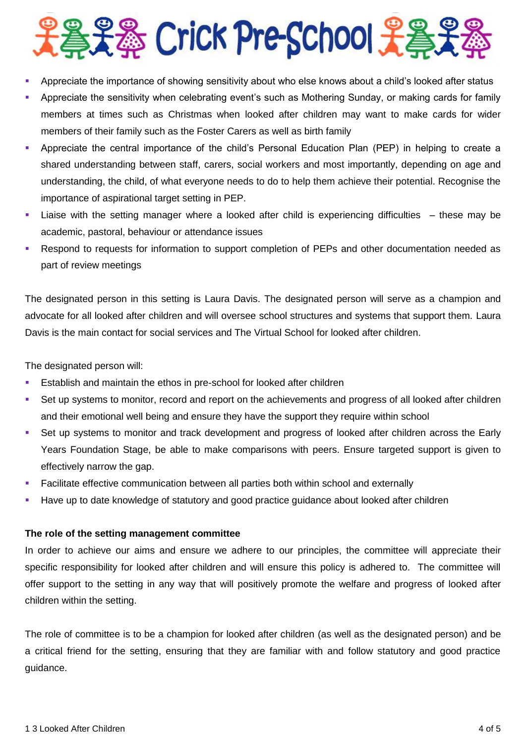- Appreciate the importance of showing sensitivity about who else knows about a child's looked after status
- Appreciate the sensitivity when celebrating event's such as Mothering Sunday, or making cards for family members at times such as Christmas when looked after children may want to make cards for wider members of their family such as the Foster Carers as well as birth family
- Appreciate the central importance of the child's Personal Education Plan (PEP) in helping to create a shared understanding between staff, carers, social workers and most importantly, depending on age and understanding, the child, of what everyone needs to do to help them achieve their potential. Recognise the importance of aspirational target setting in PEP.
- Liaise with the setting manager where a looked after child is experiencing difficulties – these may be academic, pastoral, behaviour or attendance issues
- Respond to requests for information to support completion of PEPs and other documentation needed as part of review meetings

The designated person in this setting is Laura Davis. The designated person will serve as a champion and advocate for all looked after children and will oversee school structures and systems that support them. Laura Davis is the main contact for social services and The Virtual School for looked after children.

The designated person will:

- Establish and maintain the ethos in pre-school for looked after children
- Set up systems to monitor, record and report on the achievements and progress of all looked after children and their emotional well being and ensure they have the support they require within school
- Set up systems to monitor and track development and progress of looked after children across the Early Years Foundation Stage, be able to make comparisons with peers. Ensure targeted support is given to effectively narrow the gap.
- Facilitate effective communication between all parties both within school and externally
- Have up to date knowledge of statutory and good practice guidance about looked after children

**The role of the setting management committee**

In order to achieve our aims and ensure we adhere to our principles, the committee will appreciate their specific responsibility for looked after children and will ensure this policy is adhered to. The committee will offer support to the setting in any way that will positively promote the welfare and progress of looked after children within the setting.

The role of committee is to be a champion for looked after children (as well as the designated person) and be a critical friend for the setting, ensuring that they are familiar with and follow statutory and good practice guidance.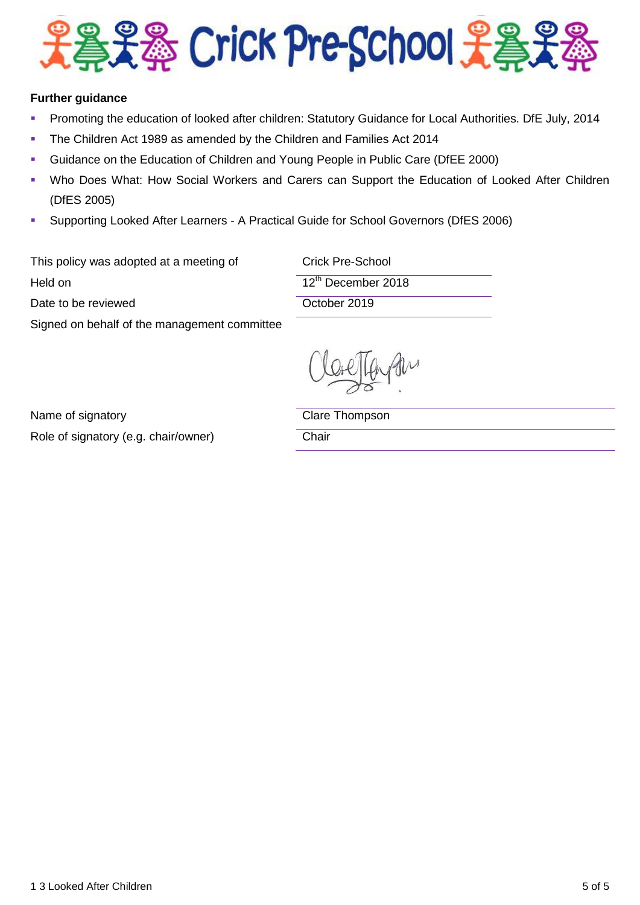**Further guidance**

- Promoting the education of looked after children: Statutory Guidance for Local Authorities. DfE July, 2014
- The Children Act 1989 as amended by the Children and Families Act 2014
- Guidance on the Education of Children and Young People in Public Care (DfEE 2000)
- Who Does What: How Social Workers and Carers can Support the Education of Looked After Children (DfES 2005)
- Supporting Looked After Learners - A Practical Guide for School Governors (DfES 2006)

| | |
|---|---|
| This policy was adopted at a meeting of | Crick Pre-School |
| Held on | 12th December 2018 |
| Date to be reviewed | October 2019 |
| Signed on behalf of the management committee | |
| Name of signatory | Clare Thompson |
| Role of signatory (e.g. chair/owner) | Chair |